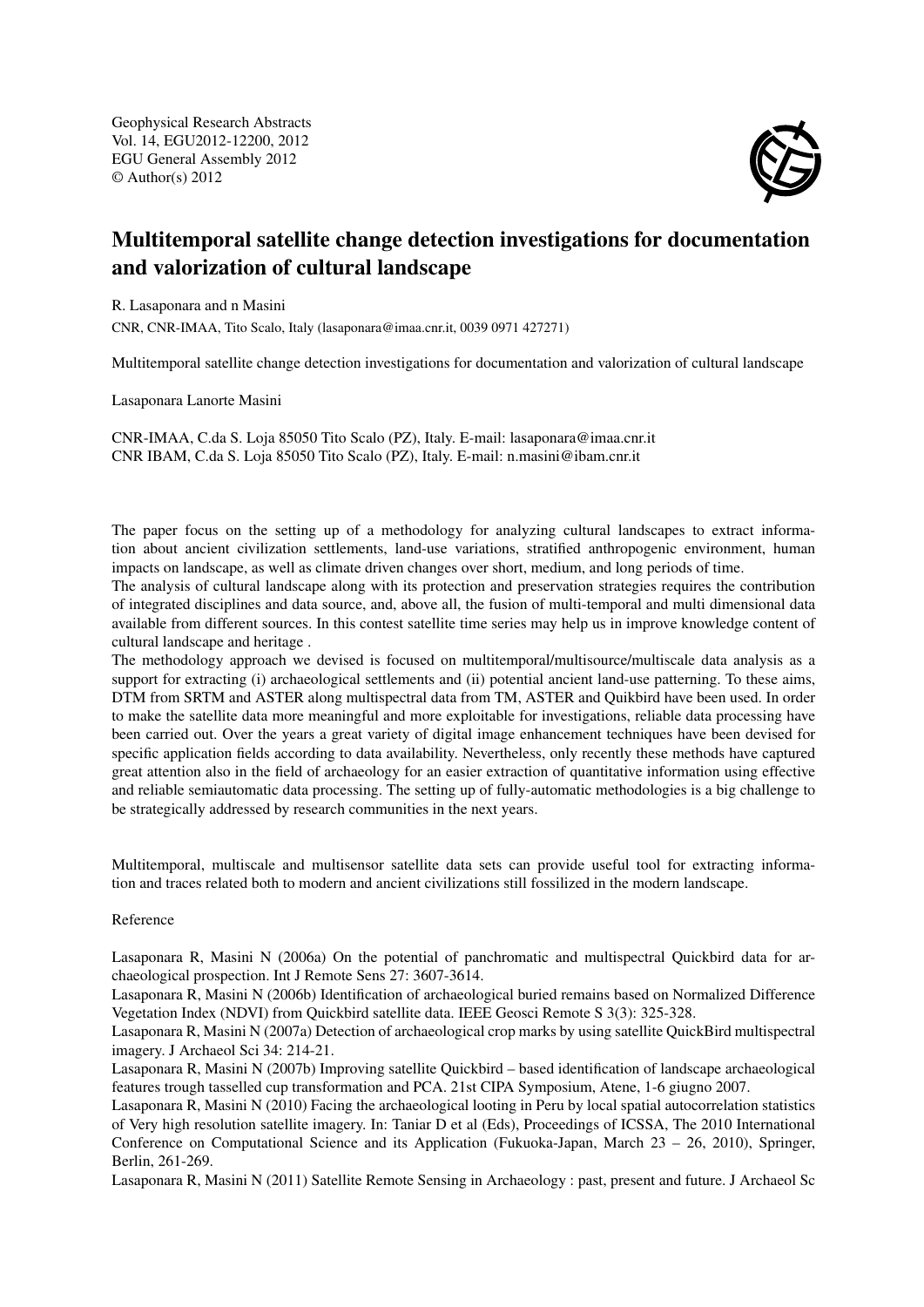Geophysical Research Abstracts
Vol. 14, EGU2012-12200, 2012
EGU General Assembly 2012
© Author(s) 2012

# Multitemporal satellite change detection investigations for documentation and valorization of cultural landscape

R. Lasaponara and n Masini

CNR, CNR-IMAA, Tito Scalo, Italy (lasaponara@imaa.cnr.it, 0039 0971 427271)

Multitemporal satellite change detection investigations for documentation and valorization of cultural landscape

Lasaponara Lanorte Masini

CNR-IMAA, C.da S. Loja 85050 Tito Scalo (PZ), Italy. E-mail: lasaponara@imaa.cnr.it
CNR IBAM, C.da S. Loja 85050 Tito Scalo (PZ), Italy. E-mail: n.masini@ibam.cnr.it

The paper focus on the setting up of a methodology for analyzing cultural landscapes to extract information about ancient civilization settlements, land-use variations, stratified anthropogenic environment, human impacts on landscape, as well as climate driven changes over short, medium, and long periods of time.
The analysis of cultural landscape along with its protection and preservation strategies requires the contribution of integrated disciplines and data source, and, above all, the fusion of multi-temporal and multi dimensional data available from different sources. In this contest satellite time series may help us in improve knowledge content of cultural landscape and heritage .
The methodology approach we devised is focused on multitemporal/multisource/multiscale data analysis as a support for extracting (i) archaeological settlements and (ii) potential ancient land-use patterning. To these aims, DTM from SRTM and ASTER along multispectral data from TM, ASTER and Quikbird have been used. In order to make the satellite data more meaningful and more exploitable for investigations, reliable data processing have been carried out. Over the years a great variety of digital image enhancement techniques have been devised for specific application fields according to data availability. Nevertheless, only recently these methods have captured great attention also in the field of archaeology for an easier extraction of quantitative information using effective and reliable semiautomatic data processing. The setting up of fully-automatic methodologies is a big challenge to be strategically addressed by research communities in the next years.

Multitemporal, multiscale and multisensor satellite data sets can provide useful tool for extracting information and traces related both to modern and ancient civilizations still fossilized in the modern landscape.

Reference

Lasaponara R, Masini N (2006a) On the potential of panchromatic and multispectral Quickbird data for archaeological prospection. Int J Remote Sens 27: 3607-3614.
Lasaponara R, Masini N (2006b) Identification of archaeological buried remains based on Normalized Difference Vegetation Index (NDVI) from Quickbird satellite data. IEEE Geosci Remote S 3(3): 325-328.
Lasaponara R, Masini N (2007a) Detection of archaeological crop marks by using satellite QuickBird multispectral imagery. J Archaeol Sci 34: 214-21.
Lasaponara R, Masini N (2007b) Improving satellite Quickbird – based identification of landscape archaeological features trough tasselled cup transformation and PCA. 21st CIPA Symposium, Atene, 1-6 giugno 2007.
Lasaponara R, Masini N (2010) Facing the archaeological looting in Peru by local spatial autocorrelation statistics of Very high resolution satellite imagery. In: Taniar D et al (Eds), Proceedings of ICSSA, The 2010 International Conference on Computational Science and its Application (Fukuoka-Japan, March 23 – 26, 2010), Springer, Berlin, 261-269.
Lasaponara R, Masini N (2011) Satellite Remote Sensing in Archaeology : past, present and future. J Archaeol Sc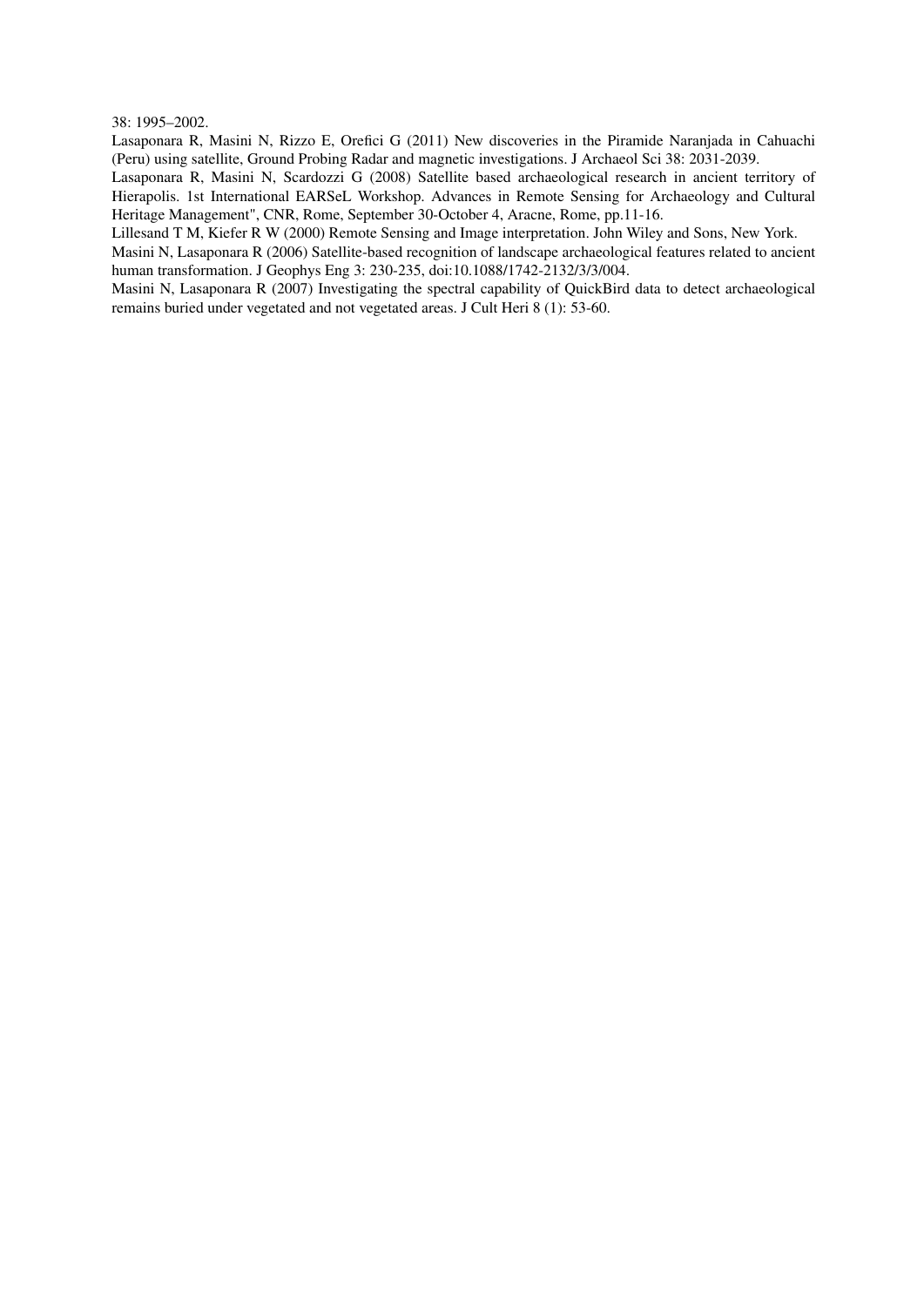38: 1995–2002.

Lasaponara R, Masini N, Rizzo E, Orefici G (2011) New discoveries in the Piramide Naranjada in Cahuachi (Peru) using satellite, Ground Probing Radar and magnetic investigations. J Archaeol Sci 38: 2031-2039.

Lasaponara R, Masini N, Scardozzi G (2008) Satellite based archaeological research in ancient territory of Hierapolis. 1st International EARSeL Workshop. Advances in Remote Sensing for Archaeology and Cultural Heritage Management", CNR, Rome, September 30-October 4, Aracne, Rome, pp.11-16.

Lillesand T M, Kiefer R W (2000) Remote Sensing and Image interpretation. John Wiley and Sons, New York.

Masini N, Lasaponara R (2006) Satellite-based recognition of landscape archaeological features related to ancient human transformation. J Geophys Eng 3: 230-235, doi:10.1088/1742-2132/3/3/004.

Masini N, Lasaponara R (2007) Investigating the spectral capability of QuickBird data to detect archaeological remains buried under vegetated and not vegetated areas. J Cult Heri 8 (1): 53-60.